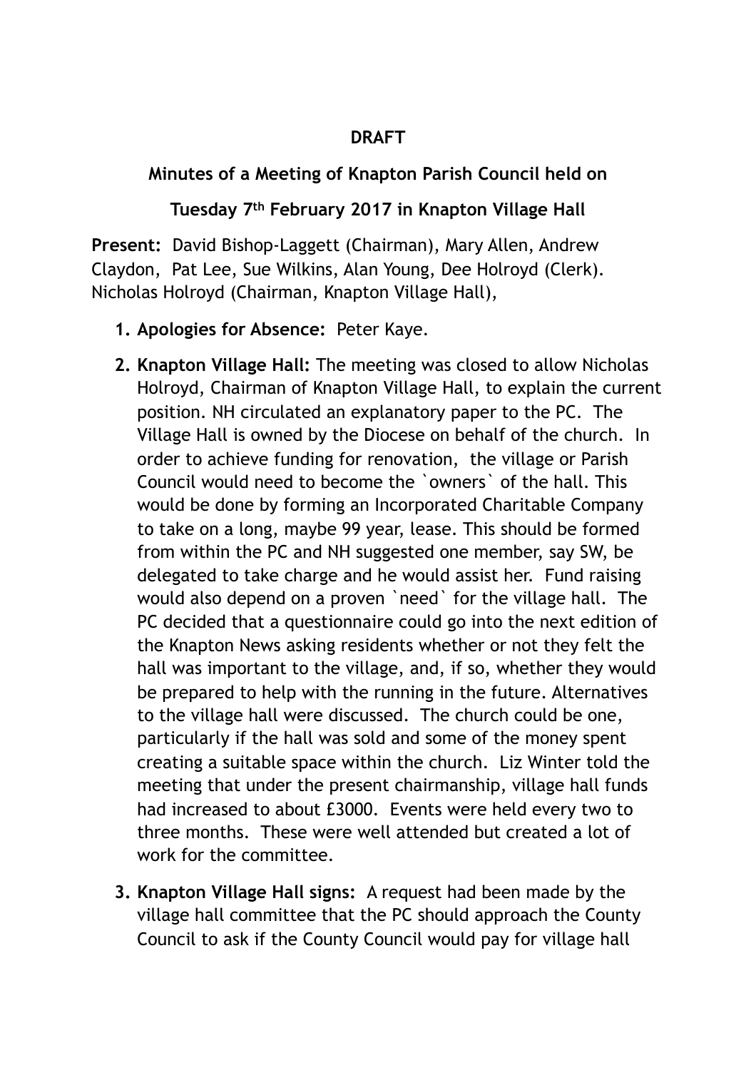**DRAFT**

**Minutes of a Meeting of Knapton Parish Council held on**

**Tuesday 7th February 2017 in Knapton Village Hall**

**Present:** David Bishop-Laggett (Chairman), Mary Allen, Andrew Claydon, Pat Lee, Sue Wilkins, Alan Young, Dee Holroyd (Clerk). Nicholas Holroyd (Chairman, Knapton Village Hall),

1. **Apologies for Absence:** Peter Kaye.
2. **Knapton Village Hall:** The meeting was closed to allow Nicholas Holroyd, Chairman of Knapton Village Hall, to explain the current position. NH circulated an explanatory paper to the PC. The Village Hall is owned by the Diocese on behalf of the church. In order to achieve funding for renovation, the village or Parish Council would need to become the `owners` of the hall. This would be done by forming an Incorporated Charitable Company to take on a long, maybe 99 year, lease. This should be formed from within the PC and NH suggested one member, say SW, be delegated to take charge and he would assist her. Fund raising would also depend on a proven `need` for the village hall. The PC decided that a questionnaire could go into the next edition of the Knapton News asking residents whether or not they felt the hall was important to the village, and, if so, whether they would be prepared to help with the running in the future. Alternatives to the village hall were discussed. The church could be one, particularly if the hall was sold and some of the money spent creating a suitable space within the church. Liz Winter told the meeting that under the present chairmanship, village hall funds had increased to about £3000. Events were held every two to three months. These were well attended but created a lot of work for the committee.
3. **Knapton Village Hall signs:** A request had been made by the village hall committee that the PC should approach the County Council to ask if the County Council would pay for village hall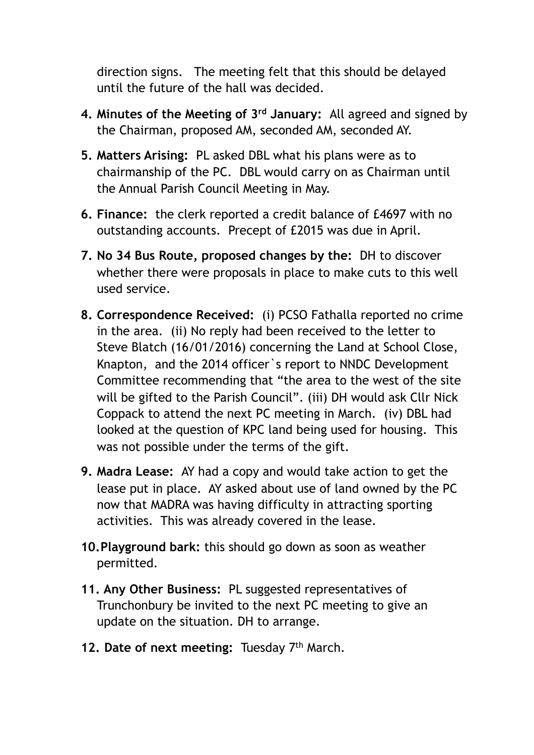direction signs. The meeting felt that this should be delayed until the future of the hall was decided.

4. **Minutes of the Meeting of 3rd January:** All agreed and signed by the Chairman, proposed AM, seconded AM, seconded AY.

5. **Matters Arising:** PL asked DBL what his plans were as to chairmanship of the PC. DBL would carry on as Chairman until the Annual Parish Council Meeting in May.

6. **Finance:** the clerk reported a credit balance of £4697 with no outstanding accounts. Precept of £2015 was due in April.

7. **No 34 Bus Route, proposed changes by the:** DH to discover whether there were proposals in place to make cuts to this well used service.

8. **Correspondence Received:** (i) PCSO Fathalla reported no crime in the area. (ii) No reply had been received to the letter to Steve Blatch (16/01/2016) concerning the Land at School Close, Knapton, and the 2014 officer`s report to NNDC Development Committee recommending that "the area to the west of the site will be gifted to the Parish Council". (iii) DH would ask Cllr Nick Coppack to attend the next PC meeting in March. (iv) DBL had looked at the question of KPC land being used for housing. This was not possible under the terms of the gift.

9. **Madra Lease:** AY had a copy and would take action to get the lease put in place. AY asked about use of land owned by the PC now that MADRA was having difficulty in attracting sporting activities. This was already covered in the lease.

10. **Playground bark:** this should go down as soon as weather permitted.

11. **Any Other Business:** PL suggested representatives of Trunchonbury be invited to the next PC meeting to give an update on the situation. DH to arrange.

12. **Date of next meeting:** Tuesday 7th March.